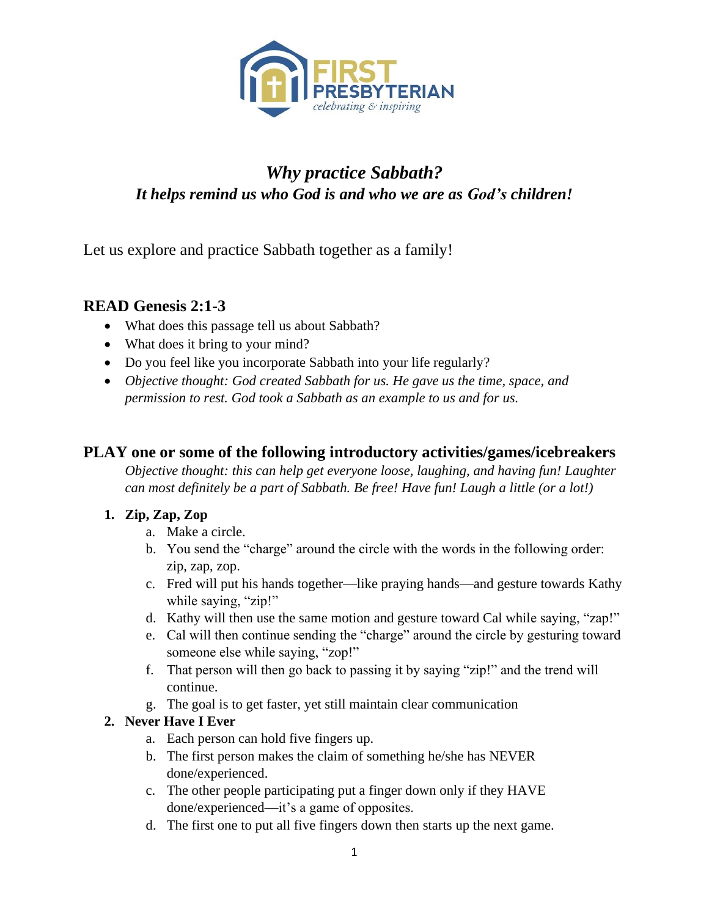FIRST PRESBYTERIAN
*celebrating & inspiring*

# *Why practice Sabbath?*
## *It helps remind us who God is and who we are as God's children!*

Let us explore and practice Sabbath together as a family!

## READ Genesis 2:1-3

- What does this passage tell us about Sabbath?
- What does it bring to your mind?
- Do you feel like you incorporate Sabbath into your life regularly?
- *Objective thought: God created Sabbath for us. He gave us the time, space, and permission to rest. God took a Sabbath as an example to us and for us.*

## PLAY one or some of the following introductory activities/games/icebreakers

*Objective thought: this can help get everyone loose, laughing, and having fun! Laughter can most definitely be a part of Sabbath. Be free! Have fun! Laugh a little (or a lot!)*

1. **Zip, Zap, Zop**
   a. Make a circle.
   b. You send the "charge" around the circle with the words in the following order: zip, zap, zop.
   c. Fred will put his hands together—like praying hands—and gesture towards Kathy while saying, "zip!"
   d. Kathy will then use the same motion and gesture toward Cal while saying, "zap!"
   e. Cal will then continue sending the "charge" around the circle by gesturing toward someone else while saying, "zop!"
   f. That person will then go back to passing it by saying "zip!" and the trend will continue.
   g. The goal is to get faster, yet still maintain clear communication
2. **Never Have I Ever**
   a. Each person can hold five fingers up.
   b. The first person makes the claim of something he/she has NEVER done/experienced.
   c. The other people participating put a finger down only if they HAVE done/experienced—it's a game of opposites.
   d. The first one to put all five fingers down then starts up the next game.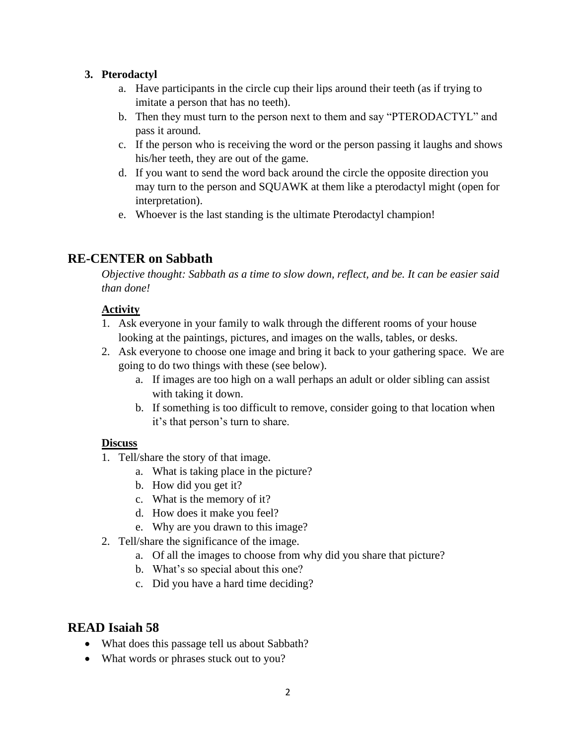3. **Pterodactyl**
    a. Have participants in the circle cup their lips around their teeth (as if trying to imitate a person that has no teeth).
    b. Then they must turn to the person next to them and say "PTERODACTYL" and pass it around.
    c. If the person who is receiving the word or the person passing it laughs and shows his/her teeth, they are out of the game.
    d. If you want to send the word back around the circle the opposite direction you may turn to the person and SQUAWK at them like a pterodactyl might (open for interpretation).
    e. Whoever is the last standing is the ultimate Pterodactyl champion!

## RE-CENTER on Sabbath

*Objective thought: Sabbath as a time to slow down, reflect, and be. It can be easier said than done!*

**<u>Activity</u>**

1. Ask everyone in your family to walk through the different rooms of your house looking at the paintings, pictures, and images on the walls, tables, or desks.
2. Ask everyone to choose one image and bring it back to your gathering space. We are going to do two things with these (see below).
    a. If images are too high on a wall perhaps an adult or older sibling can assist with taking it down.
    b. If something is too difficult to remove, consider going to that location when it's that person's turn to share.

**<u>Discuss</u>**

1. Tell/share the story of that image.
    a. What is taking place in the picture?
    b. How did you get it?
    c. What is the memory of it?
    d. How does it make you feel?
    e. Why are you drawn to this image?
2. Tell/share the significance of the image.
    a. Of all the images to choose from why did you share that picture?
    b. What's so special about this one?
    c. Did you have a hard time deciding?

## READ Isaiah 58

- What does this passage tell us about Sabbath?
- What words or phrases stuck out to you?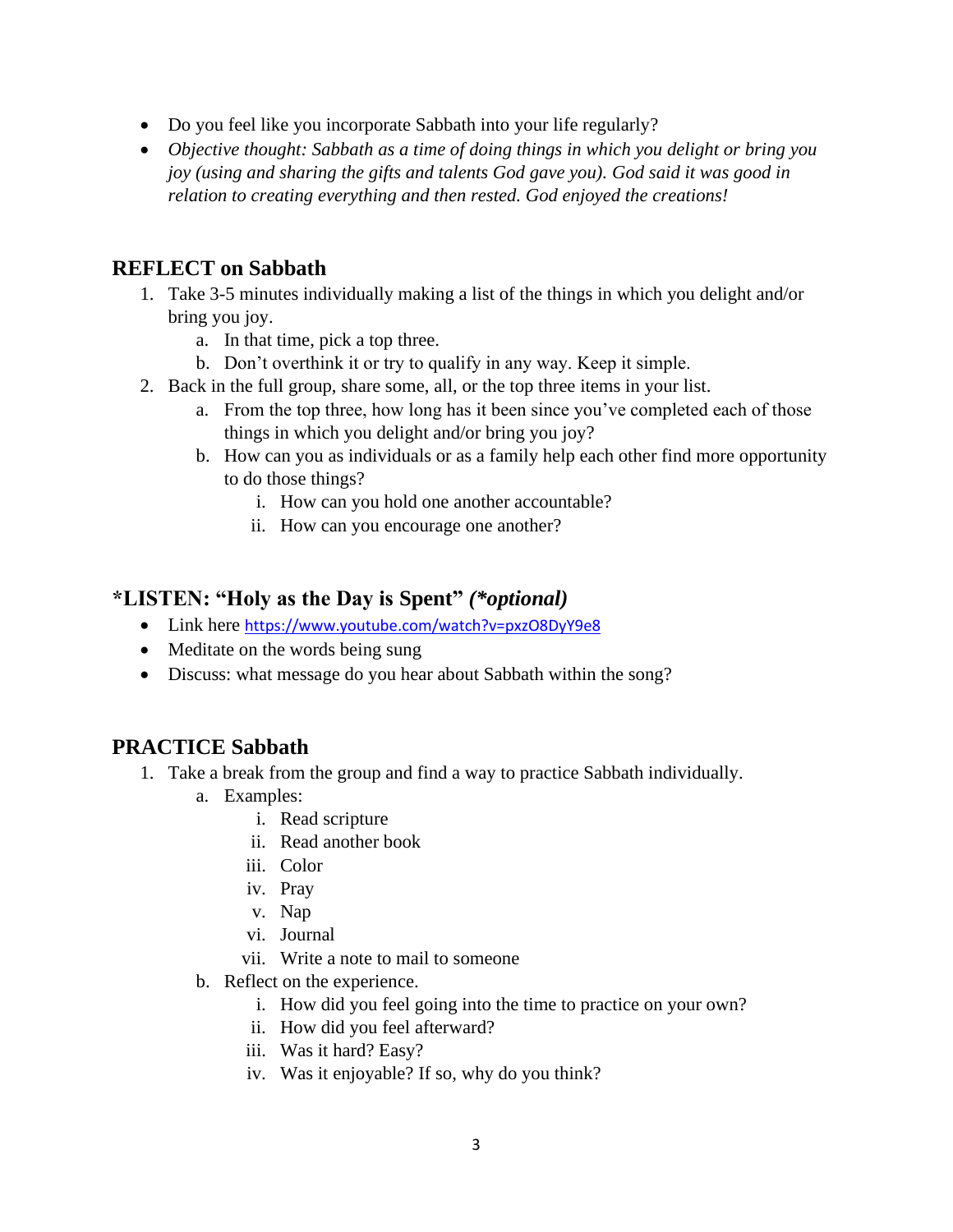- Do you feel like you incorporate Sabbath into your life regularly?
- *Objective thought: Sabbath as a time of doing things in which you delight or bring you joy (using and sharing the gifts and talents God gave you). God said it was good in relation to creating everything and then rested. God enjoyed the creations!*

## REFLECT on Sabbath

1. Take 3-5 minutes individually making a list of the things in which you delight and/or bring you joy.
   a. In that time, pick a top three.
   b. Don't overthink it or try to qualify in any way. Keep it simple.
2. Back in the full group, share some, all, or the top three items in your list.
   a. From the top three, how long has it been since you've completed each of those things in which you delight and/or bring you joy?
   b. How can you as individuals or as a family help each other find more opportunity to do those things?
      i. How can you hold one another accountable?
      ii. How can you encourage one another?

## *LISTEN: "Holy as the Day is Spent" *(*optional)*

- Link here https://www.youtube.com/watch?v=pxzO8DyY9e8
- Meditate on the words being sung
- Discuss: what message do you hear about Sabbath within the song?

## PRACTICE Sabbath

1. Take a break from the group and find a way to practice Sabbath individually.
   a. Examples:
      i. Read scripture
      ii. Read another book
      iii. Color
      iv. Pray
      v. Nap
      vi. Journal
      vii. Write a note to mail to someone
   b. Reflect on the experience.
      i. How did you feel going into the time to practice on your own?
      ii. How did you feel afterward?
      iii. Was it hard? Easy?
      iv. Was it enjoyable? If so, why do you think?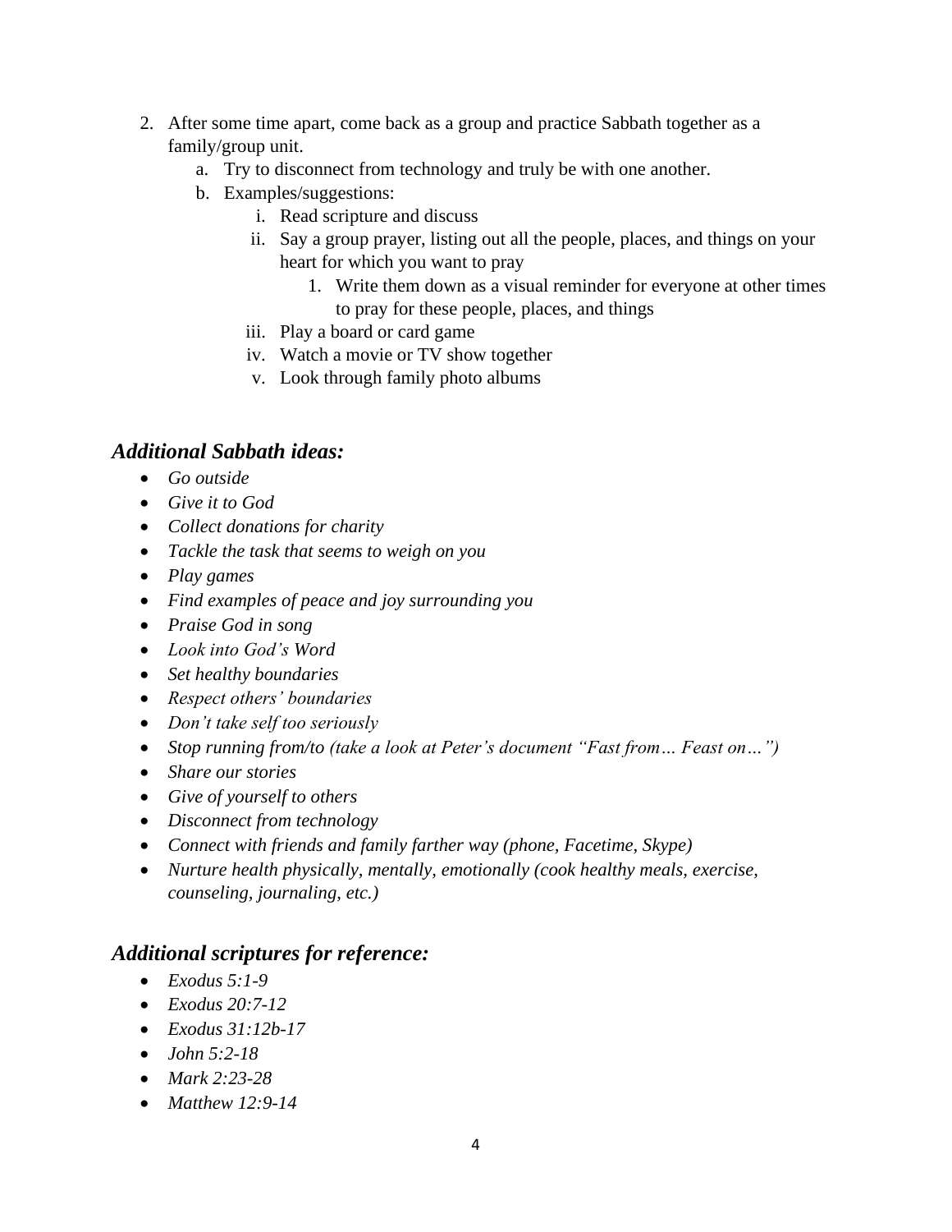2. After some time apart, come back as a group and practice Sabbath together as a family/group unit.
   a. Try to disconnect from technology and truly be with one another.
   b. Examples/suggestions:
      i. Read scripture and discuss
      ii. Say a group prayer, listing out all the people, places, and things on your heart for which you want to pray
         1. Write them down as a visual reminder for everyone at other times to pray for these people, places, and things
      iii. Play a board or card game
      iv. Watch a movie or TV show together
      v. Look through family photo albums

## *Additional Sabbath ideas:*

- *Go outside*
- *Give it to God*
- *Collect donations for charity*
- *Tackle the task that seems to weigh on you*
- *Play games*
- *Find examples of peace and joy surrounding you*
- *Praise God in song*
- *Look into God's Word*
- *Set healthy boundaries*
- *Respect others' boundaries*
- *Don't take self too seriously*
- *Stop running from/to (take a look at Peter's document "Fast from… Feast on…")*
- *Share our stories*
- *Give of yourself to others*
- *Disconnect from technology*
- *Connect with friends and family farther way (phone, Facetime, Skype)*
- *Nurture health physically, mentally, emotionally (cook healthy meals, exercise, counseling, journaling, etc.)*

## *Additional scriptures for reference:*

- *Exodus 5:1-9*
- *Exodus 20:7-12*
- *Exodus 31:12b-17*
- *John 5:2-18*
- *Mark 2:23-28*
- *Matthew 12:9-14*